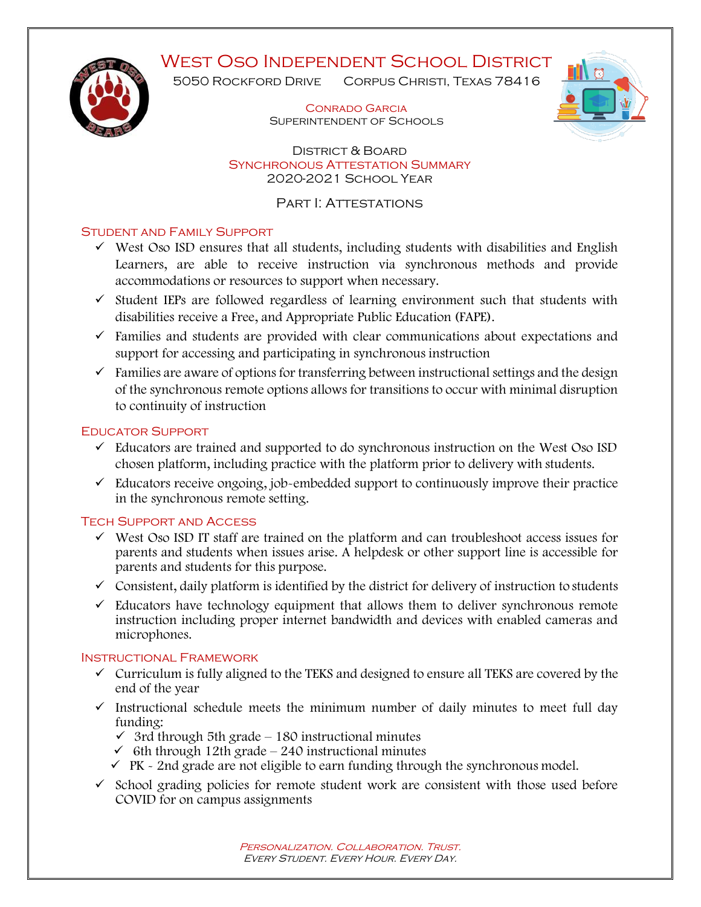# West Oso Independent School District

5050 Rockford Drive Corpus Christi, Texas 78416

Conrado Garcia
Superintendent of Schools

District & Board
Synchronous Attestation Summary
2020-2021 School Year

## Part I: Attestations

### Student and Family Support

- ✓ West Oso ISD ensures that all students, including students with disabilities and English Learners, are able to receive instruction via synchronous methods and provide accommodations or resources to support when necessary.
- ✓ Student IEPs are followed regardless of learning environment such that students with disabilities receive a Free, and Appropriate Public Education (FAPE).
- ✓ Families and students are provided with clear communications about expectations and support for accessing and participating in synchronous instruction
- ✓ Families are aware of options for transferring between instructional settings and the design of the synchronous remote options allows for transitions to occur with minimal disruption to continuity of instruction

### Educator Support

- ✓ Educators are trained and supported to do synchronous instruction on the West Oso ISD chosen platform, including practice with the platform prior to delivery with students.
- ✓ Educators receive ongoing, job-embedded support to continuously improve their practice in the synchronous remote setting.

### Tech Support and Access

- ✓ West Oso ISD IT staff are trained on the platform and can troubleshoot access issues for parents and students when issues arise. A helpdesk or other support line is accessible for parents and students for this purpose.
- ✓ Consistent, daily platform is identified by the district for delivery of instruction to students
- ✓ Educators have technology equipment that allows them to deliver synchronous remote instruction including proper internet bandwidth and devices with enabled cameras and microphones.

### Instructional Framework

- ✓ Curriculum is fully aligned to the TEKS and designed to ensure all TEKS are covered by the end of the year
- ✓ Instructional schedule meets the minimum number of daily minutes to meet full day funding:
  - ✓ 3rd through 5th grade – 180 instructional minutes
  - ✓ 6th through 12th grade – 240 instructional minutes
  - ✓ PK - 2nd grade are not eligible to earn funding through the synchronous model.
- ✓ School grading policies for remote student work are consistent with those used before COVID for on campus assignments

*Personalization. Collaboration. Trust.*
*Every Student. Every Hour. Every Day.*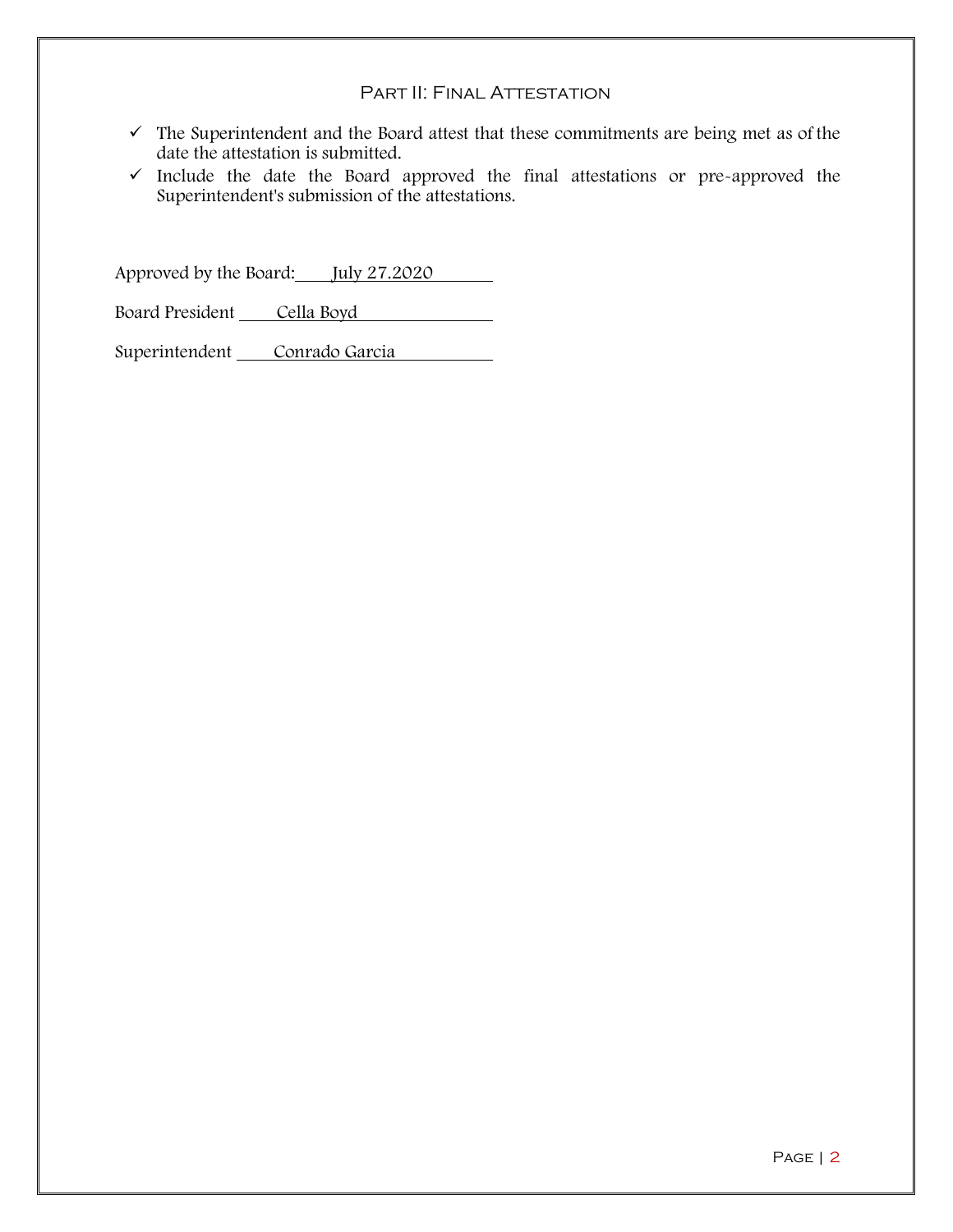## Part II: Final Attestation

- ✓ The Superintendent and the Board attest that these commitments are being met as of the date the attestation is submitted.
- ✓ Include the date the Board approved the final attestations or pre-approved the Superintendent's submission of the attestations.

Approved by the Board: July 27.2020

Board President Cella Boyd

Superintendent Conrado Garcia